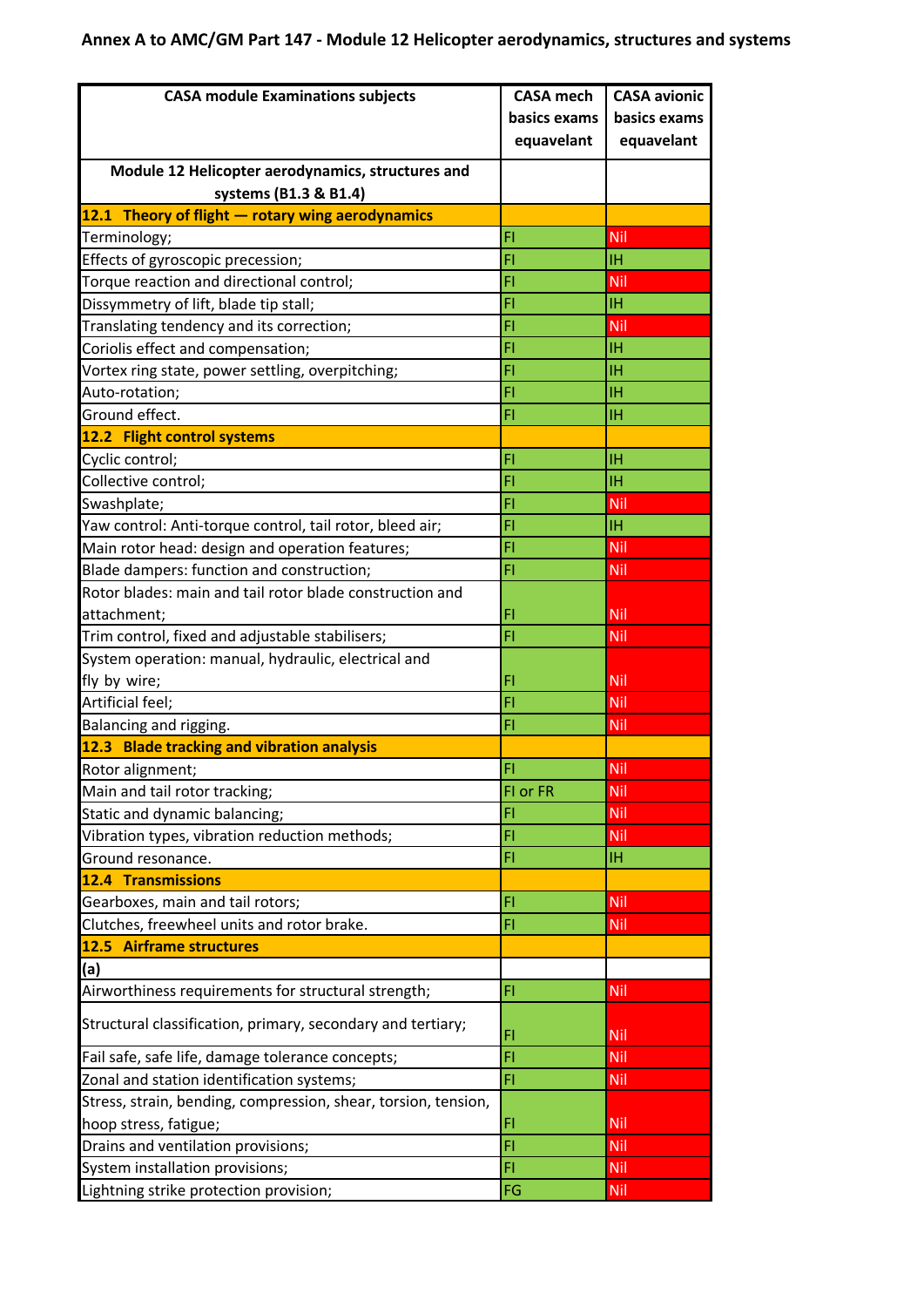# Annex A to AMC/GM Part 147 - Module 12 Helicopter aerodynamics, structures and systems

| CASA module Examinations subjects | CASA mech basics exams equavelant | CASA avionic basics exams equavelant |
|---|---|---|
| **Module 12 Helicopter aerodynamics, structures and systems (B1.3 & B1.4)** | | |
| **12.1 Theory of flight — rotary wing aerodynamics** | | |
| Terminology; | FI | Nil |
| Effects of gyroscopic precession; | FI | IH |
| Torque reaction and directional control; | FI | Nil |
| Dissymmetry of lift, blade tip stall; | FI | IH |
| Translating tendency and its correction; | FI | Nil |
| Coriolis effect and compensation; | FI | IH |
| Vortex ring state, power settling, overpitching; | FI | IH |
| Auto-rotation; | FI | IH |
| Ground effect. | FI | IH |
| **12.2 Flight control systems** | | |
| Cyclic control; | FI | IH |
| Collective control; | FI | IH |
| Swashplate; | FI | Nil |
| Yaw control: Anti-torque control, tail rotor, bleed air; | FI | IH |
| Main rotor head: design and operation features; | FI | Nil |
| Blade dampers: function and construction; | FI | Nil |
| Rotor blades: main and tail rotor blade construction and attachment; | FI | Nil |
| Trim control, fixed and adjustable stabilisers; | FI | Nil |
| System operation: manual, hydraulic, electrical and fly by wire; | FI | Nil |
| Artificial feel; | FI | Nil |
| Balancing and rigging. | FI | Nil |
| **12.3 Blade tracking and vibration analysis** | | |
| Rotor alignment; | FI | Nil |
| Main and tail rotor tracking; | FI or FR | Nil |
| Static and dynamic balancing; | FI | Nil |
| Vibration types, vibration reduction methods; | FI | Nil |
| Ground resonance. | FI | IH |
| **12.4 Transmissions** | | |
| Gearboxes, main and tail rotors; | FI | Nil |
| Clutches, freewheel units and rotor brake. | FI | Nil |
| **12.5 Airframe structures** | | |
| (a) | | |
| Airworthiness requirements for structural strength; | FI | Nil |
| Structural classification, primary, secondary and tertiary; | FI | Nil |
| Fail safe, safe life, damage tolerance concepts; | FI | Nil |
| Zonal and station identification systems; | FI | Nil |
| Stress, strain, bending, compression, shear, torsion, tension, hoop stress, fatigue; | FI | Nil |
| Drains and ventilation provisions; | FI | Nil |
| System installation provisions; | FI | Nil |
| Lightning strike protection provision; | FG | Nil |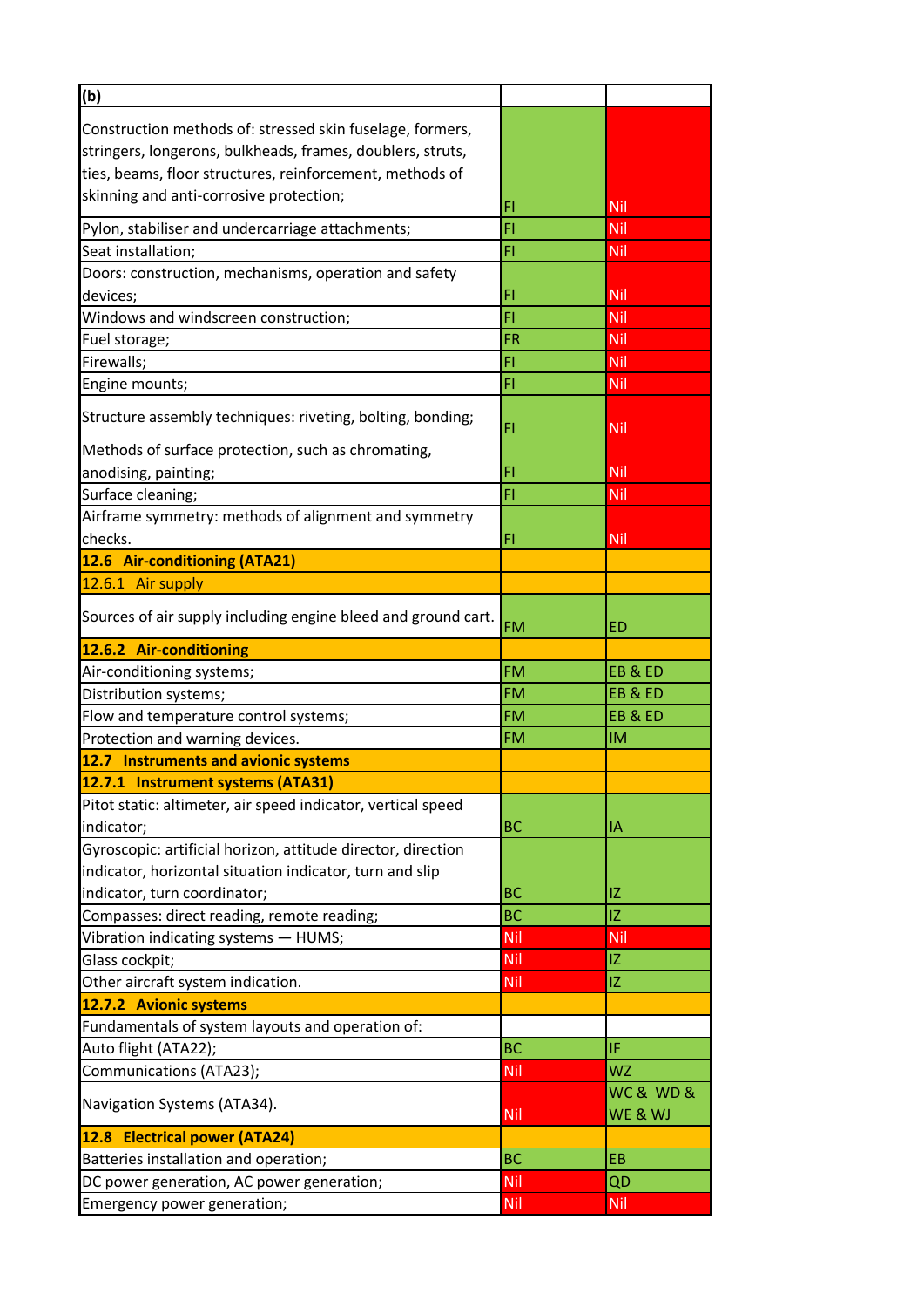| (b) | | |
|---|---|---|
| Construction methods of: stressed skin fuselage, formers, stringers, longerons, bulkheads, frames, doublers, struts, ties, beams, floor structures, reinforcement, methods of skinning and anti-corrosive protection; | FI | Nil |
| Pylon, stabiliser and undercarriage attachments; | FI | Nil |
| Seat installation; | FI | Nil |
| Doors: construction, mechanisms, operation and safety devices; | FI | Nil |
| Windows and windscreen construction; | FI | Nil |
| Fuel storage; | FR | Nil |
| Firewalls; | FI | Nil |
| Engine mounts; | FI | Nil |
| Structure assembly techniques: riveting, bolting, bonding; | FI | Nil |
| Methods of surface protection, such as chromating, anodising, painting; | FI | Nil |
| Surface cleaning; | FI | Nil |
| Airframe symmetry: methods of alignment and symmetry checks. | FI | Nil |
| **12.6 Air-conditioning (ATA21)** | | |
| 12.6.1 Air supply | | |
| Sources of air supply including engine bleed and ground cart. | FM | ED |
| **12.6.2 Air-conditioning** | | |
| Air-conditioning systems; | FM | EB & ED |
| Distribution systems; | FM | EB & ED |
| Flow and temperature control systems; | FM | EB & ED |
| Protection and warning devices. | FM | IM |
| **12.7 Instruments and avionic systems** | | |
| **12.7.1 Instrument systems (ATA31)** | | |
| Pitot static: altimeter, air speed indicator, vertical speed indicator; | BC | IA |
| Gyroscopic: artificial horizon, attitude director, direction indicator, horizontal situation indicator, turn and slip indicator, turn coordinator; | BC | IZ |
| Compasses: direct reading, remote reading; | BC | IZ |
| Vibration indicating systems — HUMS; | Nil | Nil |
| Glass cockpit; | Nil | IZ |
| Other aircraft system indication. | Nil | IZ |
| **12.7.2 Avionic systems** | | |
| Fundamentals of system layouts and operation of: | | |
| Auto flight (ATA22); | BC | IF |
| Communications (ATA23); | Nil | WZ |
| Navigation Systems (ATA34). | Nil | WC & WD & WE & WJ |
| **12.8 Electrical power (ATA24)** | | |
| Batteries installation and operation; | BC | EB |
| DC power generation, AC power generation; | Nil | QD |
| Emergency power generation; | Nil | Nil |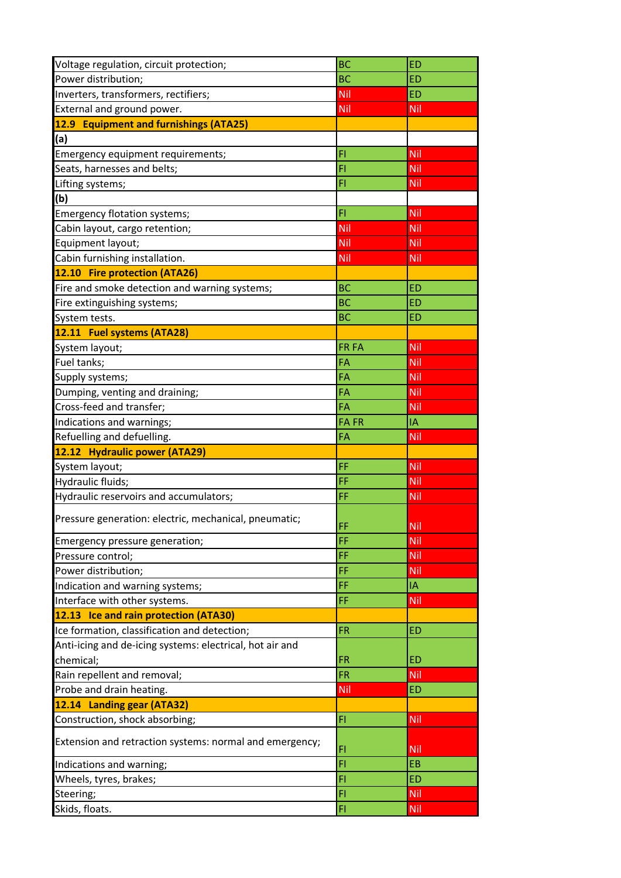| | | |
|---|---|---|
| Voltage regulation, circuit protection; | BC | ED |
| Power distribution; | BC | ED |
| Inverters, transformers, rectifiers; | Nil | ED |
| External and ground power. | Nil | Nil |
| **12.9 Equipment and furnishings (ATA25)** | | |
| **(a)** | | |
| Emergency equipment requirements; | FI | Nil |
| Seats, harnesses and belts; | FI | Nil |
| Lifting systems; | FI | Nil |
| **(b)** | | |
| Emergency flotation systems; | FI | Nil |
| Cabin layout, cargo retention; | Nil | Nil |
| Equipment layout; | Nil | Nil |
| Cabin furnishing installation. | Nil | Nil |
| **12.10 Fire protection (ATA26)** | | |
| Fire and smoke detection and warning systems; | BC | ED |
| Fire extinguishing systems; | BC | ED |
| System tests. | BC | ED |
| **12.11 Fuel systems (ATA28)** | | |
| System layout; | FR FA | Nil |
| Fuel tanks; | FA | Nil |
| Supply systems; | FA | Nil |
| Dumping, venting and draining; | FA | Nil |
| Cross-feed and transfer; | FA | Nil |
| Indications and warnings; | FA FR | IA |
| Refuelling and defuelling. | FA | Nil |
| **12.12 Hydraulic power (ATA29)** | | |
| System layout; | FF | Nil |
| Hydraulic fluids; | FF | Nil |
| Hydraulic reservoirs and accumulators; | FF | Nil |
| Pressure generation: electric, mechanical, pneumatic; | FF | Nil |
| Emergency pressure generation; | FF | Nil |
| Pressure control; | FF | Nil |
| Power distribution; | FF | Nil |
| Indication and warning systems; | FF | IA |
| Interface with other systems. | FF | Nil |
| **12.13 Ice and rain protection (ATA30)** | | |
| Ice formation, classification and detection; | FR | ED |
| Anti-icing and de-icing systems: electrical, hot air and chemical; | FR | ED |
| Rain repellent and removal; | FR | Nil |
| Probe and drain heating. | Nil | ED |
| **12.14 Landing gear (ATA32)** | | |
| Construction, shock absorbing; | FI | Nil |
| Extension and retraction systems: normal and emergency; | FI | Nil |
| Indications and warning; | FI | EB |
| Wheels, tyres, brakes; | FI | ED |
| Steering; | FI | Nil |
| Skids, floats. | FI | Nil |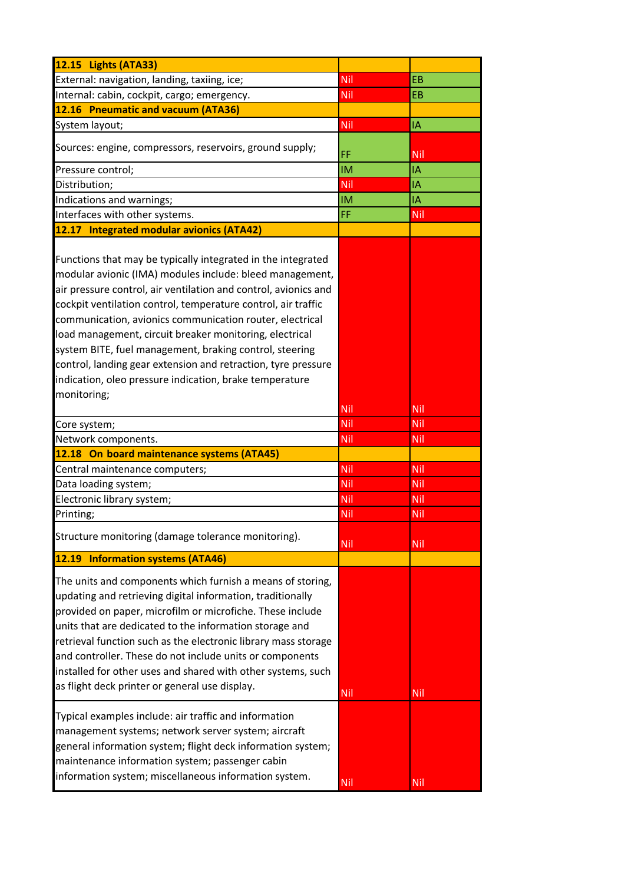| | | |
|---|---|---|
| **12.15 Lights (ATA33)** | | |
| External: navigation, landing, taxiing, ice; | Nil | EB |
| Internal: cabin, cockpit, cargo; emergency. | Nil | EB |
| **12.16 Pneumatic and vacuum (ATA36)** | | |
| System layout; | Nil | IA |
| Sources: engine, compressors, reservoirs, ground supply; | FF | Nil |
| Pressure control; | IM | IA |
| Distribution; | Nil | IA |
| Indications and warnings; | IM | IA |
| Interfaces with other systems. | FF | Nil |
| **12.17 Integrated modular avionics (ATA42)** | | |
| Functions that may be typically integrated in the integrated modular avionic (IMA) modules include: bleed management, air pressure control, air ventilation and control, avionics and cockpit ventilation control, temperature control, air traffic communication, avionics communication router, electrical load management, circuit breaker monitoring, electrical system BITE, fuel management, braking control, steering control, landing gear extension and retraction, tyre pressure indication, oleo pressure indication, brake temperature monitoring; | Nil | Nil |
| Core system; | Nil | Nil |
| Network components. | Nil | Nil |
| **12.18 On board maintenance systems (ATA45)** | | |
| Central maintenance computers; | Nil | Nil |
| Data loading system; | Nil | Nil |
| Electronic library system; | Nil | Nil |
| Printing; | Nil | Nil |
| Structure monitoring (damage tolerance monitoring). | Nil | Nil |
| **12.19 Information systems (ATA46)** | | |
| The units and components which furnish a means of storing, updating and retrieving digital information, traditionally provided on paper, microfilm or microfiche. These include units that are dedicated to the information storage and retrieval function such as the electronic library mass storage and controller. These do not include units or components installed for other uses and shared with other systems, such as flight deck printer or general use display. | Nil | Nil |
| Typical examples include: air traffic and information management systems; network server system; aircraft general information system; flight deck information system; maintenance information system; passenger cabin information system; miscellaneous information system. | Nil | Nil |